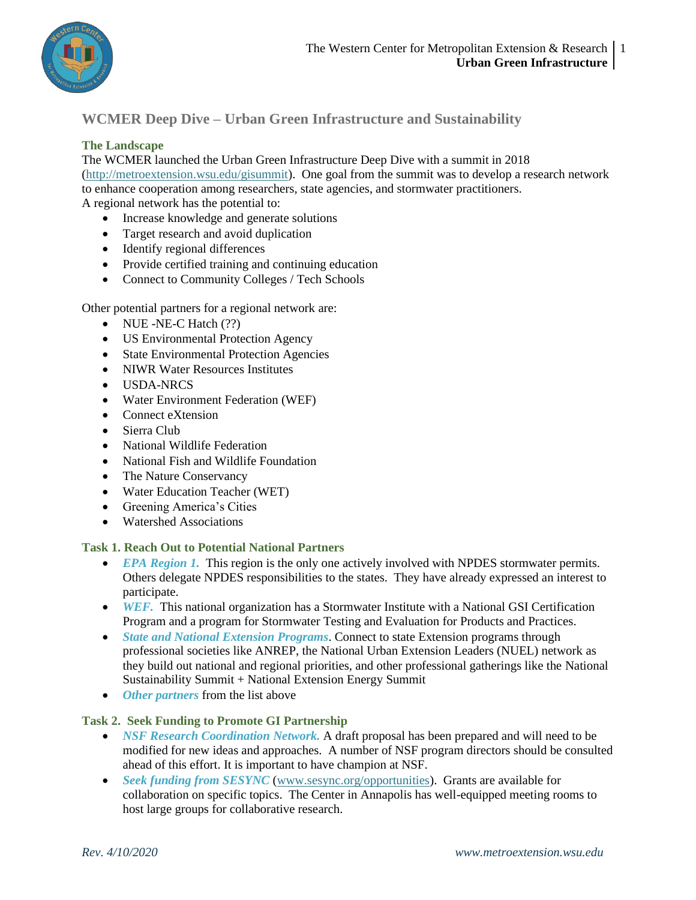# WCMER Deep Dive – Urban Green Infrastructure and Sustainability

## The Landscape

The WCMER launched the Urban Green Infrastructure Deep Dive with a summit in 2018 (http://metroextension.wsu.edu/gisummit). One goal from the summit was to develop a research network to enhance cooperation among researchers, state agencies, and stormwater practitioners.
A regional network has the potential to:

- Increase knowledge and generate solutions
- Target research and avoid duplication
- Identify regional differences
- Provide certified training and continuing education
- Connect to Community Colleges / Tech Schools

Other potential partners for a regional network are:

- NUE -NE-C Hatch (??)
- US Environmental Protection Agency
- State Environmental Protection Agencies
- NIWR Water Resources Institutes
- USDA-NRCS
- Water Environment Federation (WEF)
- Connect eXtension
- Sierra Club
- National Wildlife Federation
- National Fish and Wildlife Foundation
- The Nature Conservancy
- Water Education Teacher (WET)
- Greening America's Cities
- Watershed Associations

## Task 1. Reach Out to Potential National Partners

- ***EPA Region 1.*** This region is the only one actively involved with NPDES stormwater permits. Others delegate NPDES responsibilities to the states. They have already expressed an interest to participate.
- ***WEF.*** This national organization has a Stormwater Institute with a National GSI Certification Program and a program for Stormwater Testing and Evaluation for Products and Practices.
- ***State and National Extension Programs***. Connect to state Extension programs through professional societies like ANREP, the National Urban Extension Leaders (NUEL) network as they build out national and regional priorities, and other professional gatherings like the National Sustainability Summit + National Extension Energy Summit
- ***Other partners*** from the list above

## Task 2. Seek Funding to Promote GI Partnership

- ***NSF Research Coordination Network.*** A draft proposal has been prepared and will need to be modified for new ideas and approaches. A number of NSF program directors should be consulted ahead of this effort. It is important to have champion at NSF.
- ***Seek funding from SESYNC*** (www.sesync.org/opportunities). Grants are available for collaboration on specific topics. The Center in Annapolis has well-equipped meeting rooms to host large groups for collaborative research.

*Rev. 4/10/2020*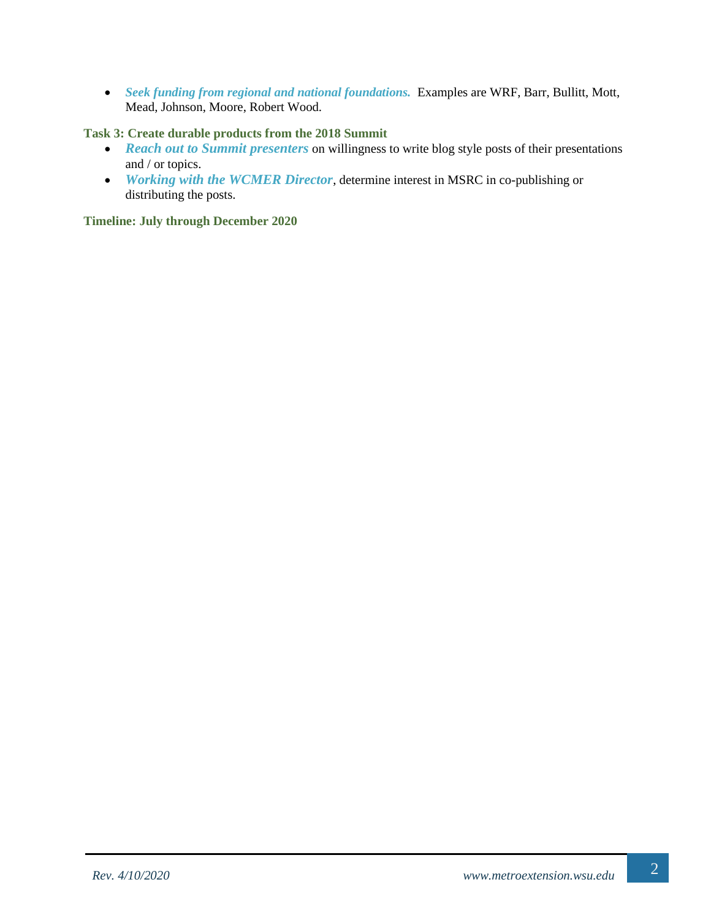- ***Seek funding from regional and national foundations.*** Examples are WRF, Barr, Bullitt, Mott, Mead, Johnson, Moore, Robert Wood.

**Task 3: Create durable products from the 2018 Summit**

- ***Reach out to Summit presenters*** on willingness to write blog style posts of their presentations and / or topics.
- ***Working with the WCMER Director***, determine interest in MSRC in co-publishing or distributing the posts.

**Timeline: July through December 2020**